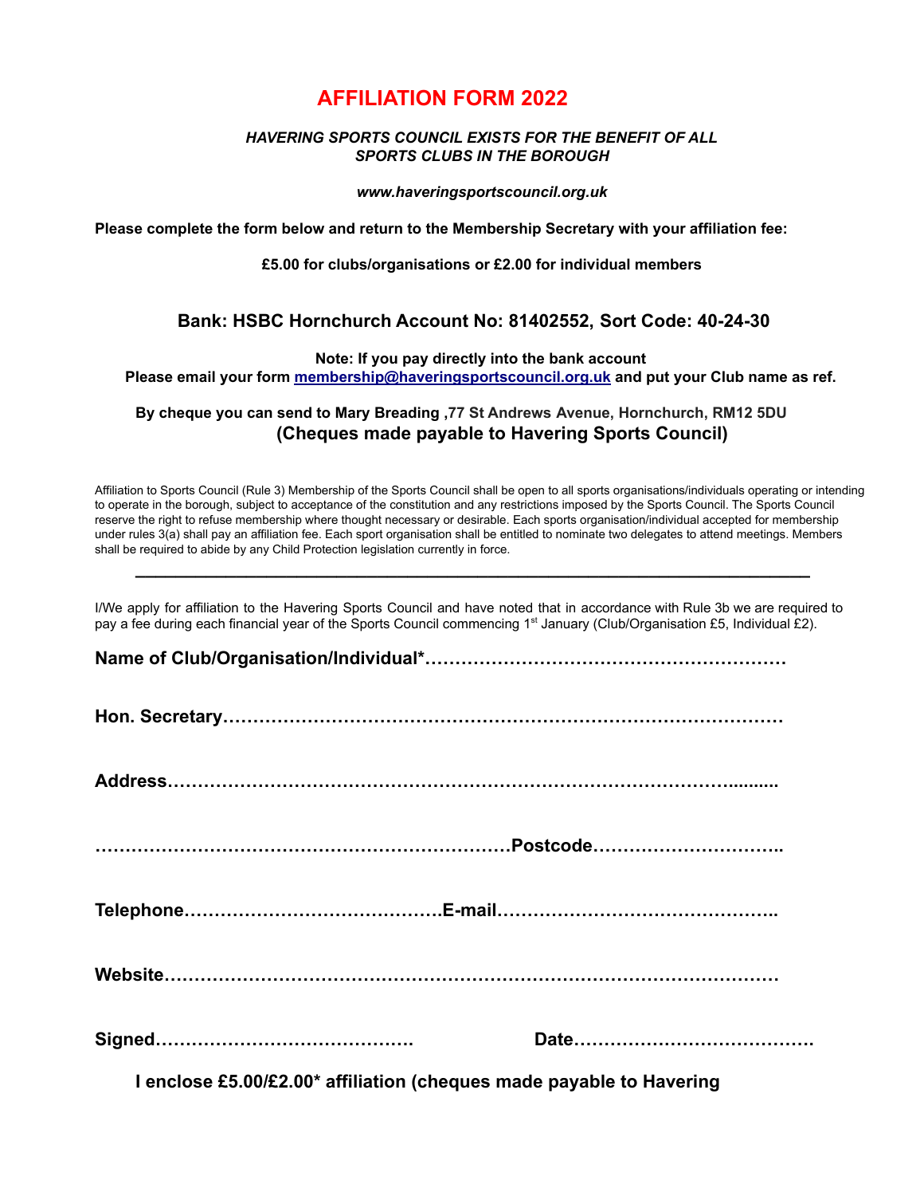# AFFILIATION FORM 2022

***HAVERING SPORTS COUNCIL EXISTS FOR THE BENEFIT OF ALL SPORTS CLUBS IN THE BOROUGH***

***www.haveringsportscouncil.org.uk***

**Please complete the form below and return to the Membership Secretary with your affiliation fee:**

**£5.00 for clubs/organisations or £2.00 for individual members**

**Bank: HSBC Hornchurch Account No: 81402552, Sort Code: 40-24-30**

**Note: If you pay directly into the bank account**
**Please email your form [membership@haveringsportscouncil.org.uk](mailto:membership@haveringsportscouncil.org.uk) and put your Club name as ref.**

**By cheque you can send to Mary Breading ,77 St Andrews Avenue, Hornchurch, RM12 5DU**
**(Cheques made payable to Havering Sports Council)**

Affiliation to Sports Council (Rule 3) Membership of the Sports Council shall be open to all sports organisations/individuals operating or intending to operate in the borough, subject to acceptance of the constitution and any restrictions imposed by the Sports Council. The Sports Council reserve the right to refuse membership where thought necessary or desirable. Each sports organisation/individual accepted for membership under rules 3(a) shall pay an affiliation fee. Each sport organisation shall be entitled to nominate two delegates to attend meetings. Members shall be required to abide by any Child Protection legislation currently in force.

---

I/We apply for affiliation to the Havering Sports Council and have noted that in accordance with Rule 3b we are required to pay a fee during each financial year of the Sports Council commencing 1st January (Club/Organisation £5, Individual £2).

**Name of Club/Organisation/Individual*……………………………………………………**

**Hon. Secretary…………………………………………………………………………………**

**Address……………………………………………………………………………………..........**

**…………………………………………………………Postcode…………………………..**

**Telephone……………………………………E-mail………………………………………..**

**Website…………………………………………………………………………………………**

**Signed…………………………………… Date…………………………………**

**I enclose £5.00/£2.00* affiliation (cheques made payable to Havering**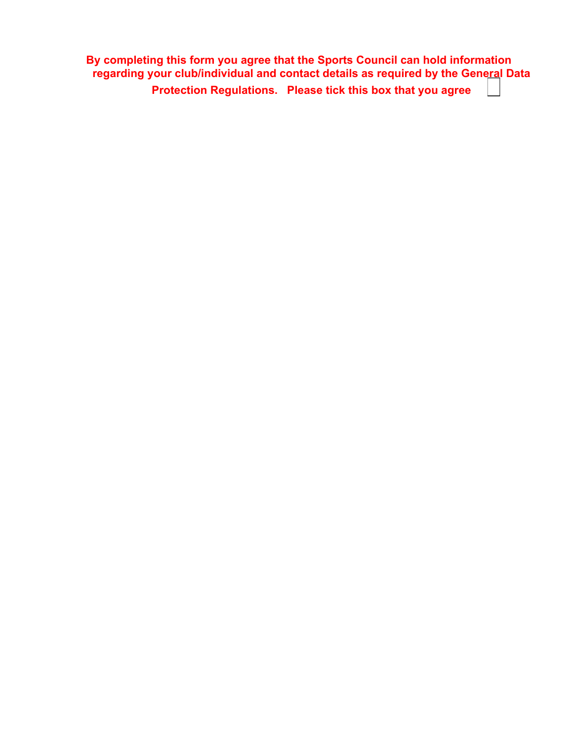**By completing this form you agree that the Sports Council can hold information regarding your club/individual and contact details as required by the General Data Protection Regulations. Please tick this box that you agree** ☐